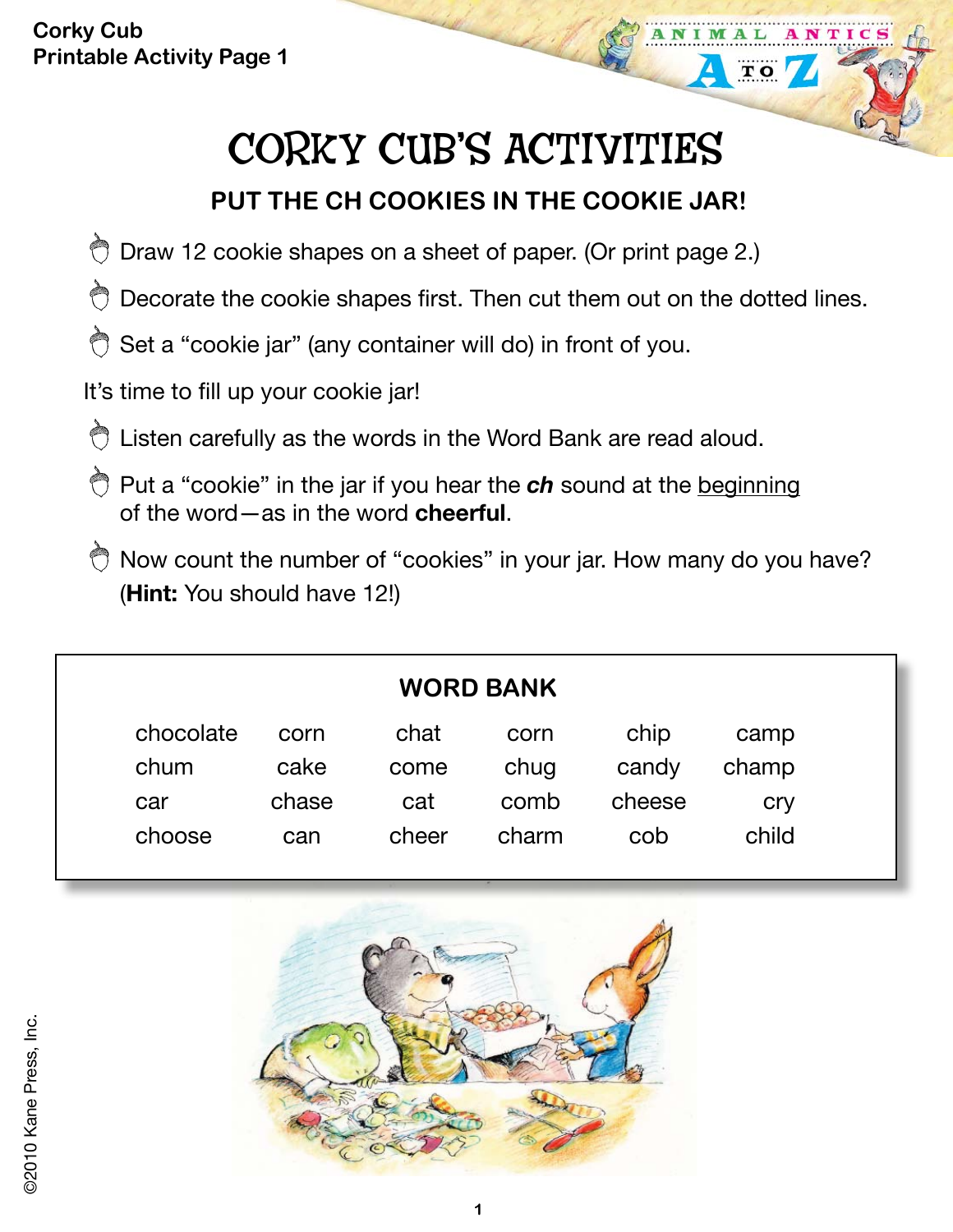**Corky Cub**
**Printable Activity Page 1**

# CORKY CUB'S ACTIVITIES

## PUT THE CH COOKIES IN THE COOKIE JAR!

- Draw 12 cookie shapes on a sheet of paper. (Or print page 2.)
- Decorate the cookie shapes first. Then cut them out on the dotted lines.
- Set a "cookie jar" (any container will do) in front of you.

It's time to fill up your cookie jar!

- Listen carefully as the words in the Word Bank are read aloud.
- Put a "cookie" in the jar if you hear the ***ch*** sound at the <u>beginning</u> of the word—as in the word **cheerful**.
- Now count the number of "cookies" in your jar. How many do you have? (**Hint:** You should have 12!)

**WORD BANK**

| | | | | | |
|---|---|---|---|---|---|
| chocolate | corn | chat | corn | chip | camp |
| chum | cake | come | chug | candy | champ |
| car | chase | cat | comb | cheese | cry |
| choose | can | cheer | charm | cob | child |

©2010 Kane Press, Inc.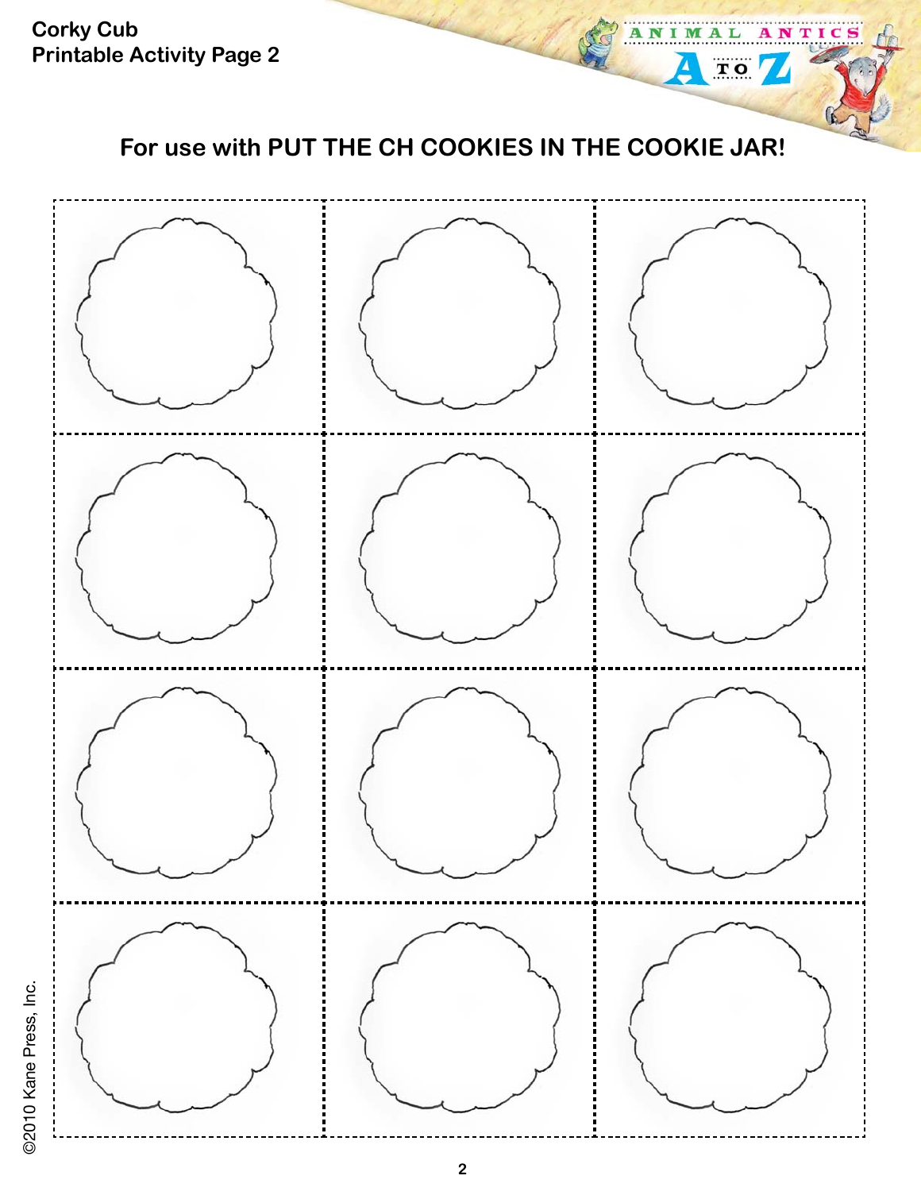Corky Cub
Printable Activity Page 2

## For use with PUT THE CH COOKIES IN THE COOKIE JAR!

©2010 Kane Press, Inc.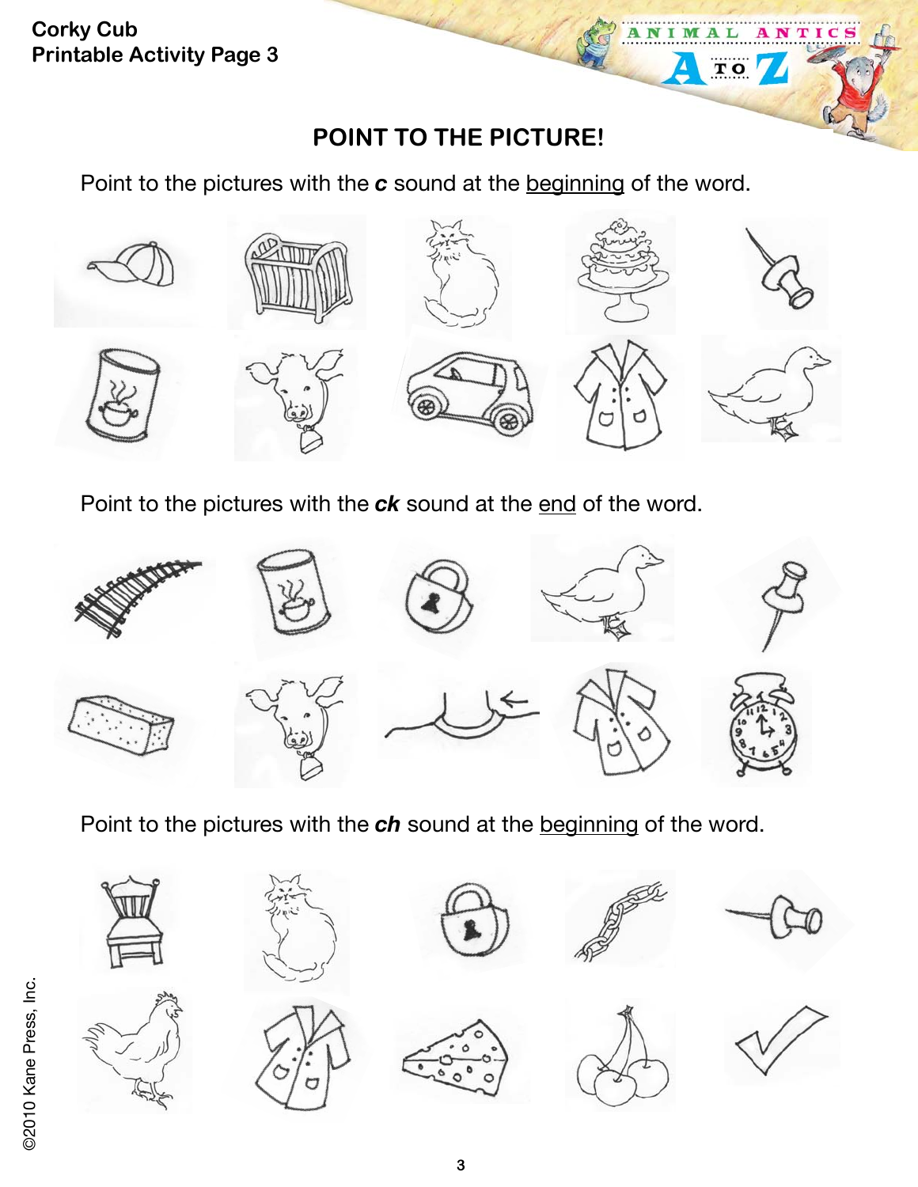Corky Cub
Printable Activity Page 3

## POINT TO THE PICTURE!

Point to the pictures with the ***c*** sound at the <u>beginning</u> of the word.

Point to the pictures with the ***ck*** sound at the <u>end</u> of the word.

Point to the pictures with the ***ch*** sound at the <u>beginning</u> of the word.

©2010 Kane Press, Inc.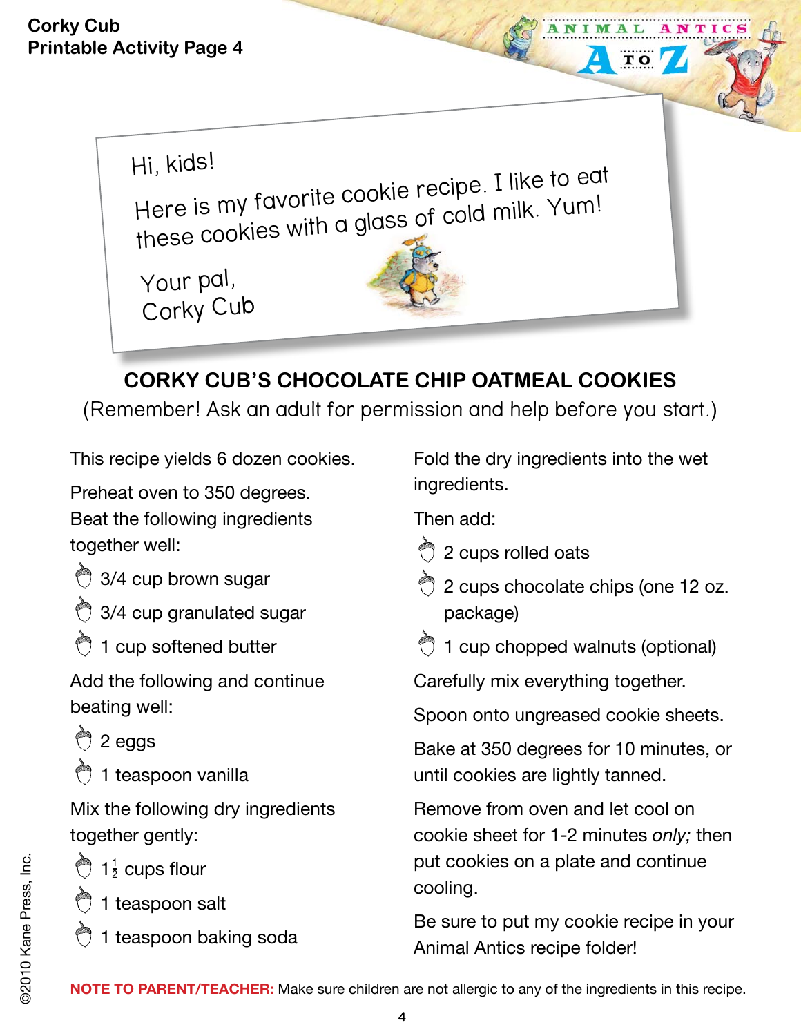Corky Cub
Printable Activity Page 4

Hi, kids!

Here is my favorite cookie recipe. I like to eat these cookies with a glass of cold milk. Yum!

Your pal,
Corky Cub

## CORKY CUB'S CHOCOLATE CHIP OATMEAL COOKIES

(Remember! Ask an adult for permission and help before you start.)

This recipe yields 6 dozen cookies.

Preheat oven to 350 degrees.
Beat the following ingredients together well:

- 3/4 cup brown sugar
- 3/4 cup granulated sugar
- 1 cup softened butter

Add the following and continue beating well:

- 2 eggs
- 1 teaspoon vanilla

Mix the following dry ingredients together gently:

- $1\frac{1}{2}$ cups flour
- 1 teaspoon salt
- 1 teaspoon baking soda

Fold the dry ingredients into the wet ingredients.

Then add:

- 2 cups rolled oats
- 2 cups chocolate chips (one 12 oz. package)
- 1 cup chopped walnuts (optional)

Carefully mix everything together.

Spoon onto ungreased cookie sheets.

Bake at 350 degrees for 10 minutes, or until cookies are lightly tanned.

Remove from oven and let cool on cookie sheet for 1-2 minutes *only;* then put cookies on a plate and continue cooling.

Be sure to put my cookie recipe in your Animal Antics recipe folder!

**NOTE TO PARENT/TEACHER:** Make sure children are not allergic to any of the ingredients in this recipe.

©2010 Kane Press, Inc.